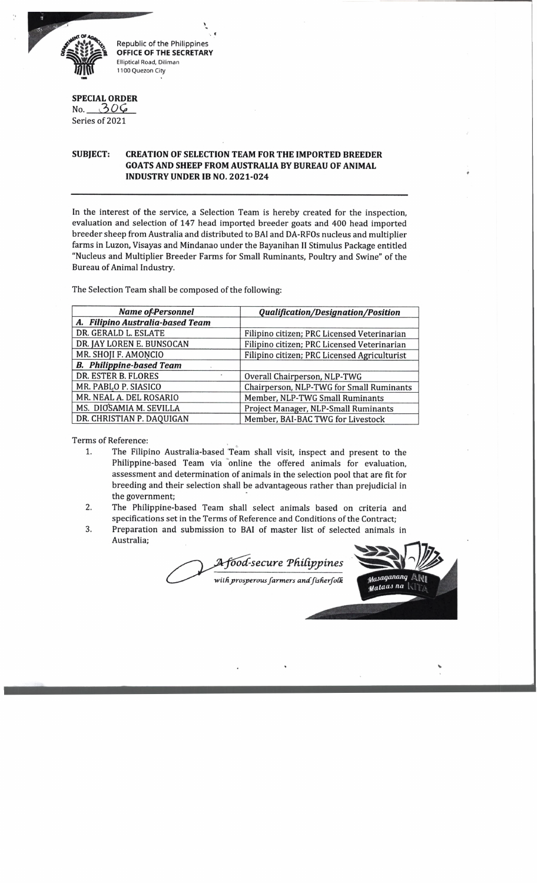Republic of the Philippines
**OFFICE OF THE SECRETARY**
Elliptical Road, Diliman
1100 Quezon City

**SPECIAL ORDER**
No. 306
Series of 2021

**SUBJECT: CREATION OF SELECTION TEAM FOR THE IMPORTED BREEDER GOATS AND SHEEP FROM AUSTRALIA BY BUREAU OF ANIMAL INDUSTRY UNDER IB NO. 2021-024**

---

In the interest of the service, a Selection Team is hereby created for the inspection, evaluation and selection of 147 head imported breeder goats and 400 head imported breeder sheep from Australia and distributed to BAI and DA-RFOs nucleus and multiplier farms in Luzon, Visayas and Mindanao under the Bayanihan II Stimulus Package entitled "Nucleus and Multiplier Breeder Farms for Small Ruminants, Poultry and Swine" of the Bureau of Animal Industry.

The Selection Team shall be composed of the following:

| *Name of Personnel* | *Qualification/Designation/Position* |
|---|---|
| ***A. Filipino Australia-based Team*** | |
| DR. GERALD L. ESLATE | Filipino citizen; PRC Licensed Veterinarian |
| DR. JAY LOREN E. BUNSOCAN | Filipino citizen; PRC Licensed Veterinarian |
| MR. SHOJI F. AMONCIO | Filipino citizen; PRC Licensed Agriculturist |
| ***B. Philippine-based Team*** | |
| DR. ESTER B. FLORES | Overall Chairperson, NLP-TWG |
| MR. PABLO P. SIASICO | Chairperson, NLP-TWG for Small Ruminants |
| MR. NEAL A. DEL ROSARIO | Member, NLP-TWG Small Ruminants |
| MS. DIOSAMIA M. SEVILLA | Project Manager, NLP-Small Ruminants |
| DR. CHRISTIAN P. DAQUIGAN | Member, BAI-BAC TWG for Livestock |

Terms of Reference:

1. The Filipino Australia-based Team shall visit, inspect and present to the Philippine-based Team via online the offered animals for evaluation, assessment and determination of animals in the selection pool that are fit for breeding and their selection shall be advantageous rather than prejudicial in the government;
2. The Philippine-based Team shall select animals based on criteria and specifications set in the Terms of Reference and Conditions of the Contract;
3. Preparation and submission to BAI of master list of selected animals in Australia;

*A food-secure Philippines*
*with prosperous farmers and fisherfolk*

*Masaganang ANI Mataas na KITA*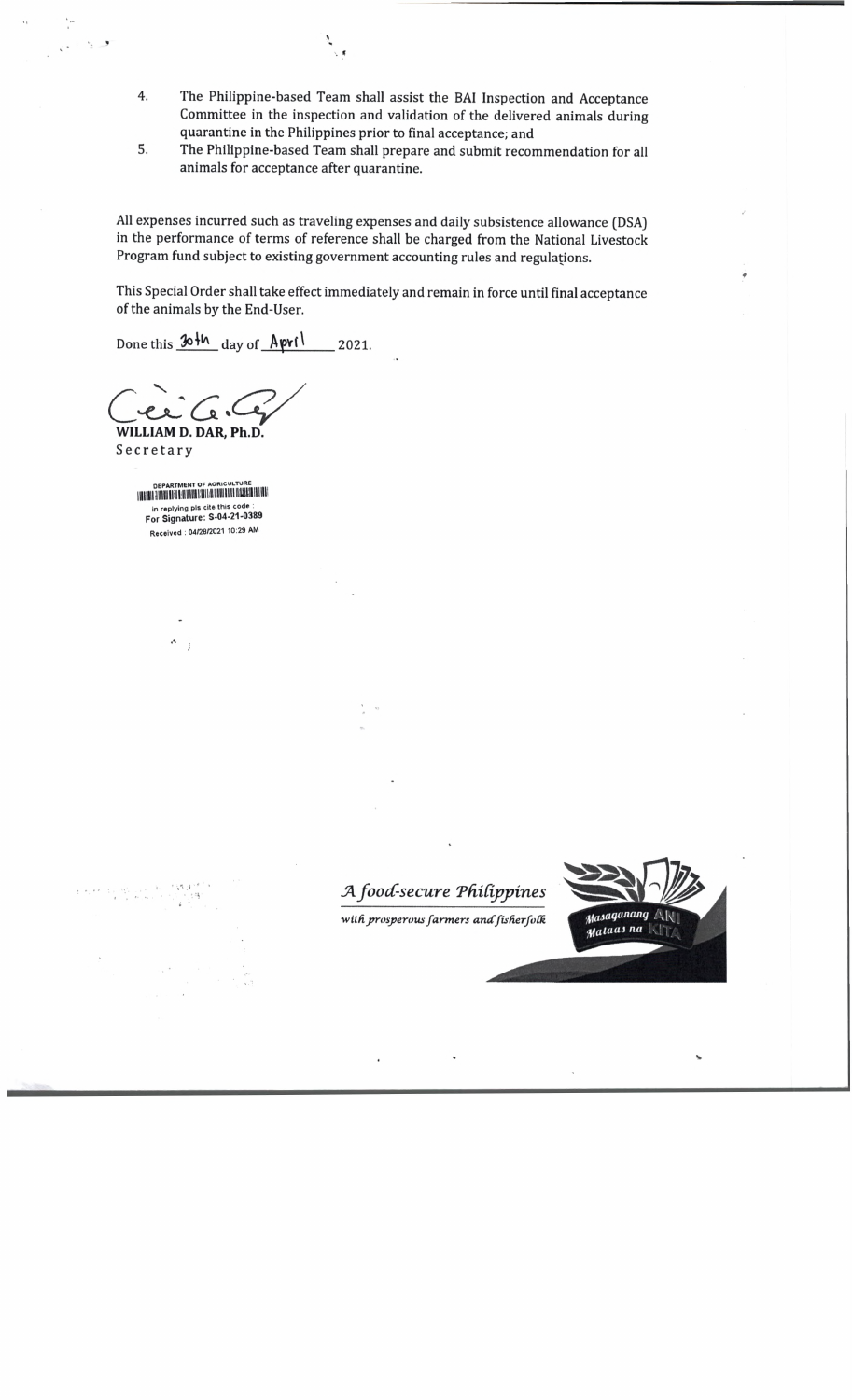4. The Philippine-based Team shall assist the BAI Inspection and Acceptance Committee in the inspection and validation of the delivered animals during quarantine in the Philippines prior to final acceptance; and
5. The Philippine-based Team shall prepare and submit recommendation for all animals for acceptance after quarantine.

All expenses incurred such as traveling expenses and daily subsistence allowance (DSA) in the performance of terms of reference shall be charged from the National Livestock Program fund subject to existing government accounting rules and regulations.

This Special Order shall take effect immediately and remain in force until final acceptance of the animals by the End-User.

Done this 30th day of April 2021.

**WILLIAM D. DAR, Ph.D.**
Secretary

DEPARTMENT OF AGRICULTURE
in replying pls cite this code :
For Signature: S-04-21-0389
Received : 04/28/2021 10:29 AM

*A food-secure Philippines*
*with prosperous farmers and fisherfolk*

Masaganang ANI Mataas na KITA